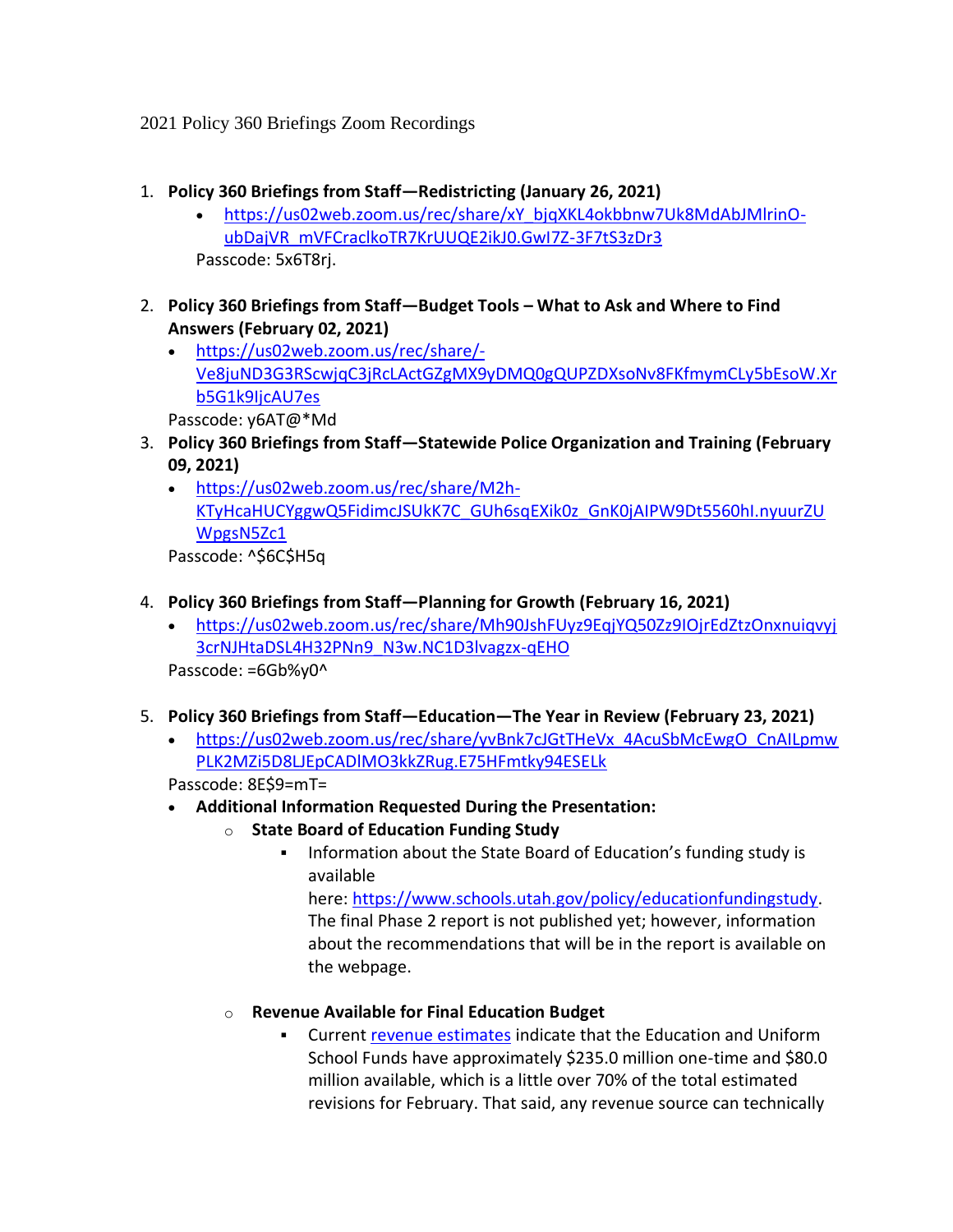2021 Policy 360 Briefings Zoom Recordings

1. **Policy 360 Briefings from Staff—Redistricting (January 26, 2021)**
   - https://us02web.zoom.us/rec/share/xY_bjqXKL4okbbnw7Uk8MdAbJMlrinO-ubDajVR_mVFCraclkoTR7KrUUQE2ikJ0.GwI7Z-3F7tS3zDr3

   Passcode: 5x6T8rj.

2. **Policy 360 Briefings from Staff—Budget Tools – What to Ask and Where to Find Answers (February 02, 2021)**
   - https://us02web.zoom.us/rec/share/-Ve8juND3G3RScwjqC3jRcLActGZgMX9yDMQ0gQUPZDXsoNv8FKfmymCLy5bEsoW.Xrb5G1k9IjcAU7es

   Passcode: y6AT@*Md
3. **Policy 360 Briefings from Staff—Statewide Police Organization and Training (February 09, 2021)**
   - https://us02web.zoom.us/rec/share/M2h-KTyHcaHUCYggwQ5FidimcJSUkK7C_GUh6sqEXik0z_GnK0jAIPW9Dt5560hI.nyuurZUWpgsN5Zc1

   Passcode: ^$6C$H5q

4. **Policy 360 Briefings from Staff—Planning for Growth (February 16, 2021)**
   - https://us02web.zoom.us/rec/share/Mh90JshFUyz9EqjYQ50Zz9IOjrEdZtzOnxnuiqvyj3crNJHtaDSL4H32PNn9_N3w.NC1D3lvagzx-qEHO

   Passcode: =6Gb%y0^

5. **Policy 360 Briefings from Staff—Education—The Year in Review (February 23, 2021)**
   - https://us02web.zoom.us/rec/share/yvBnk7cJGtTHeVx_4AcuSbMcEwgO_CnAILpmwPLK2MZi5D8LJEpCADlMO3kkZRug.E75HFmtky94ESELk

   Passcode: 8E$9=mT=
   - **Additional Information Requested During the Presentation:**
     - **State Board of Education Funding Study**
       - Information about the State Board of Education's funding study is available here: https://www.schools.utah.gov/policy/educationfundingstudy. The final Phase 2 report is not published yet; however, information about the recommendations that will be in the report is available on the webpage.
     - **Revenue Available for Final Education Budget**
       - Current revenue estimates indicate that the Education and Uniform School Funds have approximately $235.0 million one-time and $80.0 million available, which is a little over 70% of the total estimated revisions for February. That said, any revenue source can technically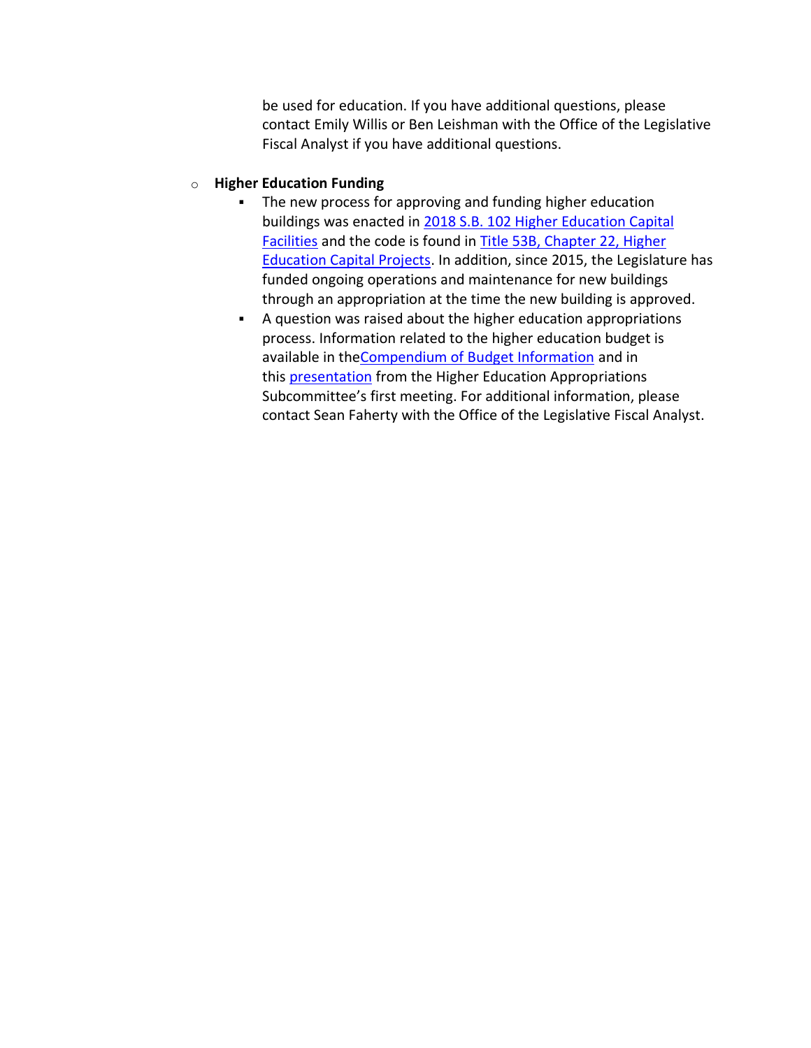be used for education. If you have additional questions, please contact Emily Willis or Ben Leishman with the Office of the Legislative Fiscal Analyst if you have additional questions.

- **Higher Education Funding**
  - The new process for approving and funding higher education buildings was enacted in 2018 S.B. 102 Higher Education Capital Facilities and the code is found in Title 53B, Chapter 22, Higher Education Capital Projects. In addition, since 2015, the Legislature has funded ongoing operations and maintenance for new buildings through an appropriation at the time the new building is approved.
  - A question was raised about the higher education appropriations process. Information related to the higher education budget is available in theCompendium of Budget Information and in this presentation from the Higher Education Appropriations Subcommittee's first meeting. For additional information, please contact Sean Faherty with the Office of the Legislative Fiscal Analyst.